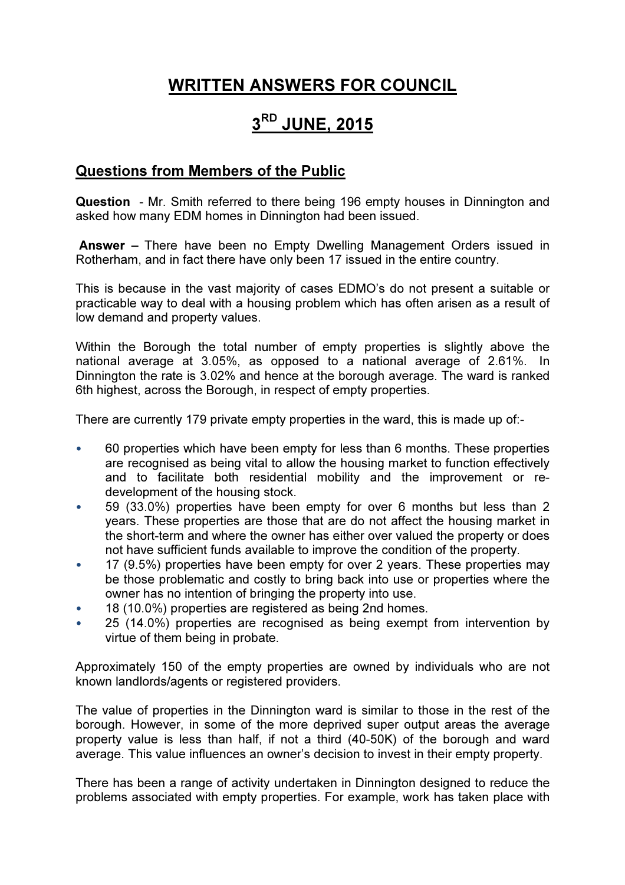# WRITTEN ANSWERS FOR COUNCIL

# 3RD JUNE, 2015

## Questions from Members of the Public

**Question** - Mr. Smith referred to there being 196 empty houses in Dinnington and asked how many EDM homes in Dinnington had been issued.

**Answer –** There have been no Empty Dwelling Management Orders issued in Rotherham, and in fact there have only been 17 issued in the entire country.

This is because in the vast majority of cases EDMO's do not present a suitable or practicable way to deal with a housing problem which has often arisen as a result of low demand and property values.

Within the Borough the total number of empty properties is slightly above the national average at 3.05%, as opposed to a national average of 2.61%. In Dinnington the rate is 3.02% and hence at the borough average. The ward is ranked 6th highest, across the Borough, in respect of empty properties.

There are currently 179 private empty properties in the ward, this is made up of:-

- 60 properties which have been empty for less than 6 months. These properties are recognised as being vital to allow the housing market to function effectively and to facilitate both residential mobility and the improvement or re-development of the housing stock.
- 59 (33.0%) properties have been empty for over 6 months but less than 2 years. These properties are those that are do not affect the housing market in the short-term and where the owner has either over valued the property or does not have sufficient funds available to improve the condition of the property.
- 17 (9.5%) properties have been empty for over 2 years. These properties may be those problematic and costly to bring back into use or properties where the owner has no intention of bringing the property into use.
- 18 (10.0%) properties are registered as being 2nd homes.
- 25 (14.0%) properties are recognised as being exempt from intervention by virtue of them being in probate.

Approximately 150 of the empty properties are owned by individuals who are not known landlords/agents or registered providers.

The value of properties in the Dinnington ward is similar to those in the rest of the borough. However, in some of the more deprived super output areas the average property value is less than half, if not a third (40-50K) of the borough and ward average. This value influences an owner's decision to invest in their empty property.

There has been a range of activity undertaken in Dinnington designed to reduce the problems associated with empty properties. For example, work has taken place with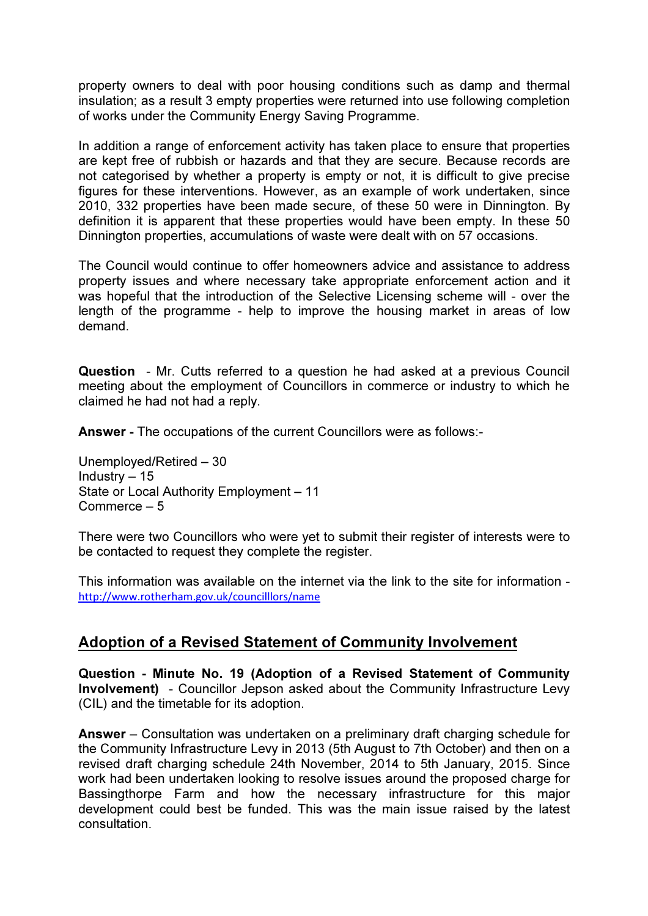property owners to deal with poor housing conditions such as damp and thermal insulation; as a result 3 empty properties were returned into use following completion of works under the Community Energy Saving Programme.

In addition a range of enforcement activity has taken place to ensure that properties are kept free of rubbish or hazards and that they are secure. Because records are not categorised by whether a property is empty or not, it is difficult to give precise figures for these interventions. However, as an example of work undertaken, since 2010, 332 properties have been made secure, of these 50 were in Dinnington. By definition it is apparent that these properties would have been empty. In these 50 Dinnington properties, accumulations of waste were dealt with on 57 occasions.

The Council would continue to offer homeowners advice and assistance to address property issues and where necessary take appropriate enforcement action and it was hopeful that the introduction of the Selective Licensing scheme will - over the length of the programme - help to improve the housing market in areas of low demand.

**Question** - Mr. Cutts referred to a question he had asked at a previous Council meeting about the employment of Councillors in commerce or industry to which he claimed he had not had a reply.

**Answer -** The occupations of the current Councillors were as follows:-

Unemployed/Retired – 30
Industry – 15
State or Local Authority Employment – 11
Commerce – 5

There were two Councillors who were yet to submit their register of interests were to be contacted to request they complete the register.

This information was available on the internet via the link to the site for information - http://www.rotherham.gov.uk/councilllors/name

## Adoption of a Revised Statement of Community Involvement

**Question - Minute No. 19 (Adoption of a Revised Statement of Community Involvement)** - Councillor Jepson asked about the Community Infrastructure Levy (CIL) and the timetable for its adoption.

**Answer** – Consultation was undertaken on a preliminary draft charging schedule for the Community Infrastructure Levy in 2013 (5th August to 7th October) and then on a revised draft charging schedule 24th November, 2014 to 5th January, 2015. Since work had been undertaken looking to resolve issues around the proposed charge for Bassingthorpe Farm and how the necessary infrastructure for this major development could best be funded. This was the main issue raised by the latest consultation.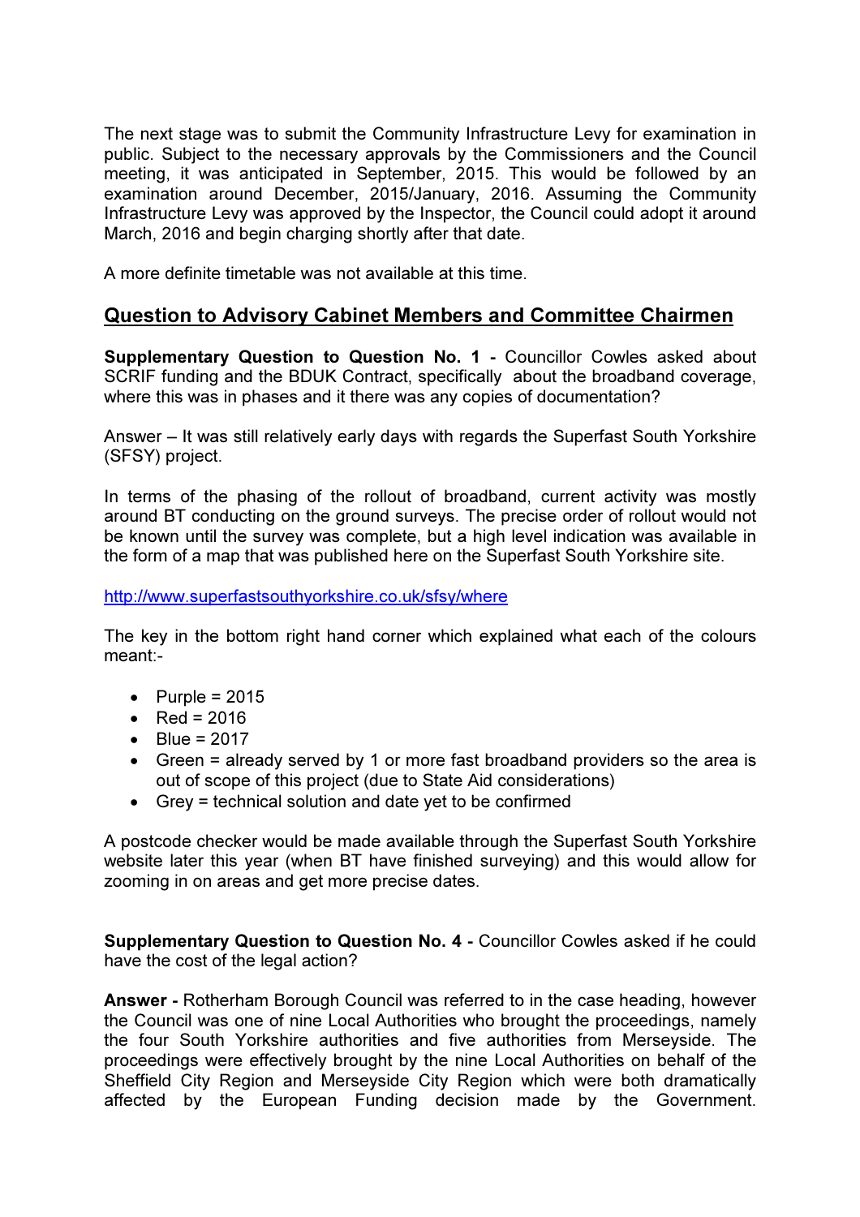The next stage was to submit the Community Infrastructure Levy for examination in public. Subject to the necessary approvals by the Commissioners and the Council meeting, it was anticipated in September, 2015. This would be followed by an examination around December, 2015/January, 2016. Assuming the Community Infrastructure Levy was approved by the Inspector, the Council could adopt it around March, 2016 and begin charging shortly after that date.

A more definite timetable was not available at this time.

## Question to Advisory Cabinet Members and Committee Chairmen

**Supplementary Question to Question No. 1 -** Councillor Cowles asked about SCRIF funding and the BDUK Contract, specifically about the broadband coverage, where this was in phases and it there was any copies of documentation?

Answer – It was still relatively early days with regards the Superfast South Yorkshire (SFSY) project.

In terms of the phasing of the rollout of broadband, current activity was mostly around BT conducting on the ground surveys. The precise order of rollout would not be known until the survey was complete, but a high level indication was available in the form of a map that was published here on the Superfast South Yorkshire site.

http://www.superfastsouthyorkshire.co.uk/sfsy/where

The key in the bottom right hand corner which explained what each of the colours meant:-

- Purple = 2015
- Red = 2016
- Blue = 2017
- Green = already served by 1 or more fast broadband providers so the area is out of scope of this project (due to State Aid considerations)
- Grey = technical solution and date yet to be confirmed

A postcode checker would be made available through the Superfast South Yorkshire website later this year (when BT have finished surveying) and this would allow for zooming in on areas and get more precise dates.

**Supplementary Question to Question No. 4 -** Councillor Cowles asked if he could have the cost of the legal action?

**Answer -** Rotherham Borough Council was referred to in the case heading, however the Council was one of nine Local Authorities who brought the proceedings, namely the four South Yorkshire authorities and five authorities from Merseyside. The proceedings were effectively brought by the nine Local Authorities on behalf of the Sheffield City Region and Merseyside City Region which were both dramatically affected by the European Funding decision made by the Government.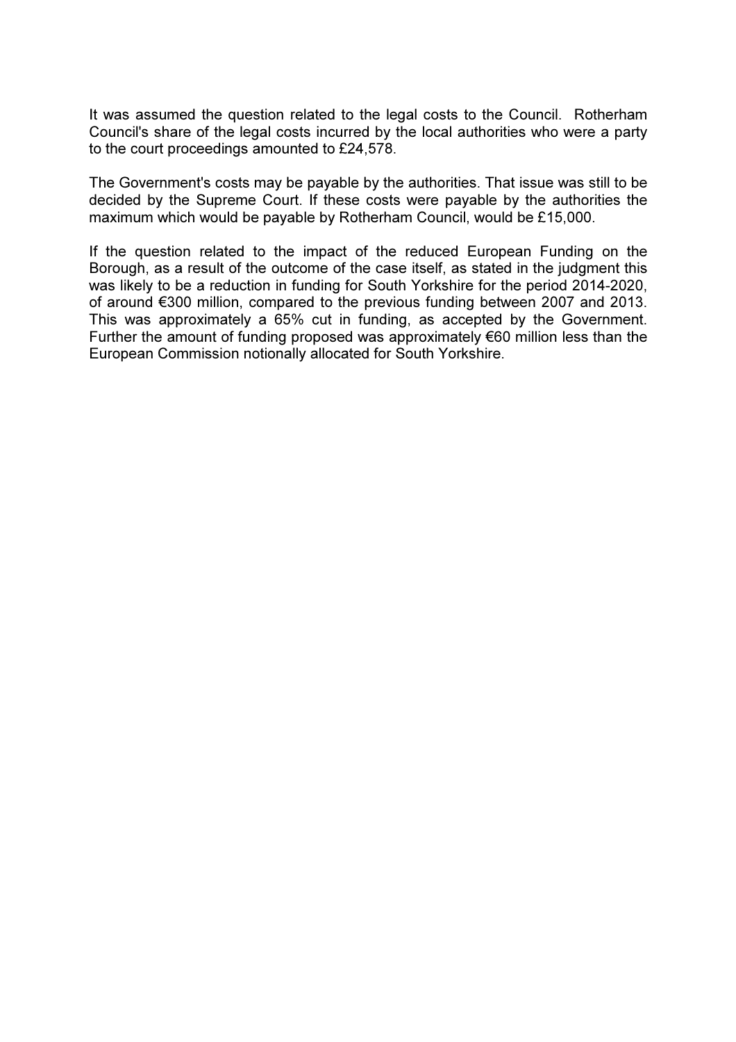It was assumed the question related to the legal costs to the Council. Rotherham Council's share of the legal costs incurred by the local authorities who were a party to the court proceedings amounted to £24,578.

The Government's costs may be payable by the authorities. That issue was still to be decided by the Supreme Court. If these costs were payable by the authorities the maximum which would be payable by Rotherham Council, would be £15,000.

If the question related to the impact of the reduced European Funding on the Borough, as a result of the outcome of the case itself, as stated in the judgment this was likely to be a reduction in funding for South Yorkshire for the period 2014-2020, of around €300 million, compared to the previous funding between 2007 and 2013. This was approximately a 65% cut in funding, as accepted by the Government. Further the amount of funding proposed was approximately €60 million less than the European Commission notionally allocated for South Yorkshire.